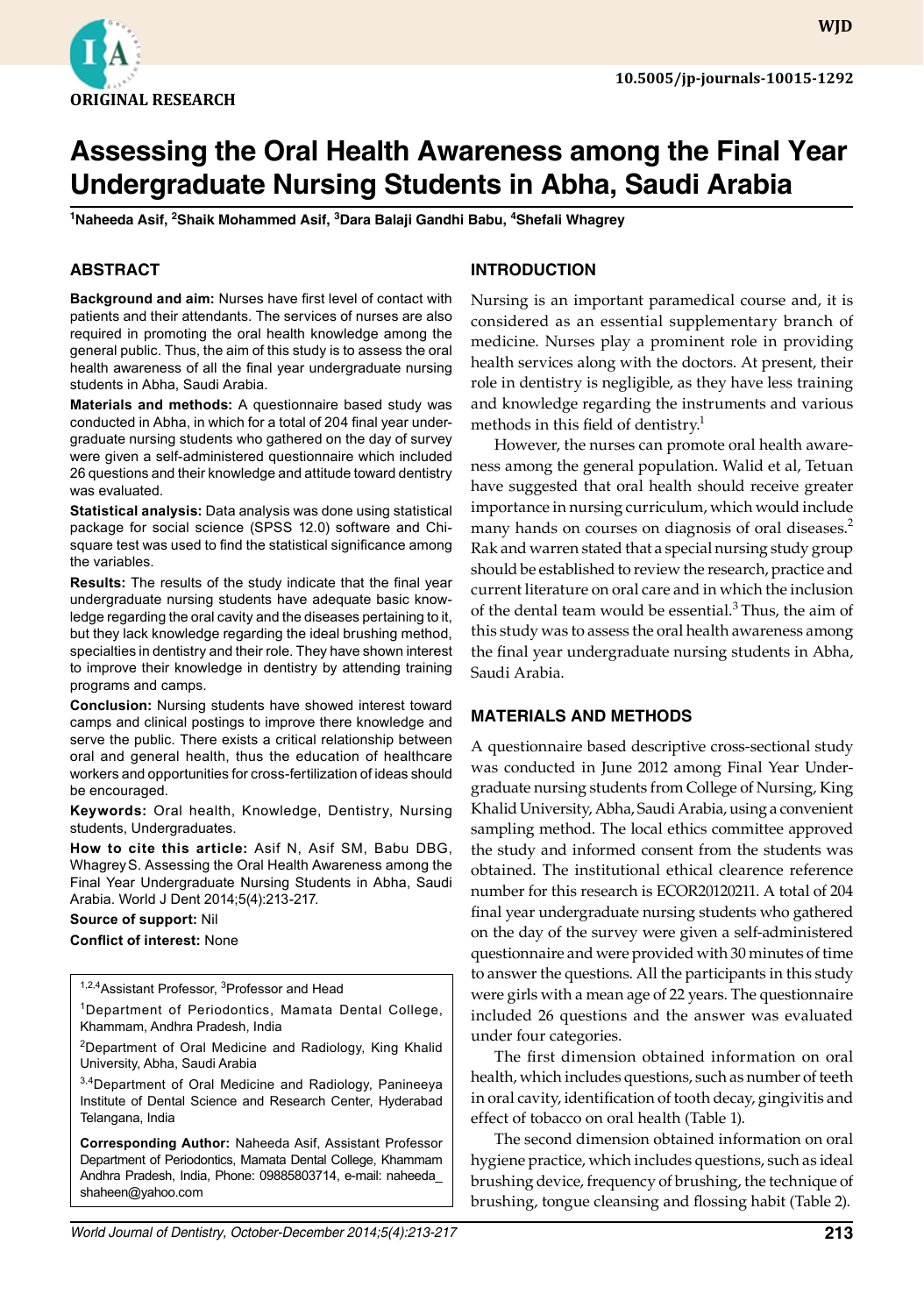ORIGINAL RESEARCH

10.5005/jp-journals-10015-1292

# Assessing the Oral Health Awareness among the Final Year Undergraduate Nursing Students in Abha, Saudi Arabia

[1]Naheeda Asif, [2]Shaik Mohammed Asif, [3]Dara Balaji Gandhi Babu, [4]Shefali Whagrey

## ABSTRACT

**Background and aim:** Nurses have first level of contact with patients and their attendants. The services of nurses are also required in promoting the oral health knowledge among the general public. Thus, the aim of this study is to assess the oral health awareness of all the final year undergraduate nursing students in Abha, Saudi Arabia.

**Materials and methods:** A questionnaire based study was conducted in Abha, in which for a total of 204 final year undergraduate nursing students who gathered on the day of survey were given a self-administered questionnaire which included 26 questions and their knowledge and attitude toward dentistry was evaluated.

**Statistical analysis:** Data analysis was done using statistical package for social science (SPSS 12.0) software and Chi-square test was used to find the statistical significance among the variables.

**Results:** The results of the study indicate that the final year undergraduate nursing students have adequate basic knowledge regarding the oral cavity and the diseases pertaining to it, but they lack knowledge regarding the ideal brushing method, specialties in dentistry and their role. They have shown interest to improve their knowledge in dentistry by attending training programs and camps.

**Conclusion:** Nursing students have showed interest toward camps and clinical postings to improve there knowledge and serve the public. There exists a critical relationship between oral and general health, thus the education of healthcare workers and opportunities for cross-fertilization of ideas should be encouraged.

**Keywords:** Oral health, Knowledge, Dentistry, Nursing students, Undergraduates.

**How to cite this article:** Asif N, Asif SM, Babu DBG, Whagrey S. Assessing the Oral Health Awareness among the Final Year Undergraduate Nursing Students in Abha, Saudi Arabia. World J Dent 2014;5(4):213-217.

**Source of support:** Nil

**Conflict of interest:** None

[1,2,4]Assistant Professor, [3]Professor and Head

[1]Department of Periodontics, Mamata Dental College, Khammam, Andhra Pradesh, India

[2]Department of Oral Medicine and Radiology, King Khalid University, Abha, Saudi Arabia

[3,4]Department of Oral Medicine and Radiology, Panineeya Institute of Dental Science and Research Center, Hyderabad Telangana, India

**Corresponding Author:** Naheeda Asif, Assistant Professor Department of Periodontics, Mamata Dental College, Khammam Andhra Pradesh, India, Phone: 09885803714, e-mail: naheeda_shaheen@yahoo.com

## INTRODUCTION

Nursing is an important paramedical course and, it is considered as an essential supplementary branch of medicine. Nurses play a prominent role in providing health services along with the doctors. At present, their role in dentistry is negligible, as they have less training and knowledge regarding the instruments and various methods in this field of dentistry.[1]

However, the nurses can promote oral health awareness among the general population. Walid et al, Tetuan have suggested that oral health should receive greater importance in nursing curriculum, which would include many hands on courses on diagnosis of oral diseases.[2] Rak and warren stated that a special nursing study group should be established to review the research, practice and current literature on oral care and in which the inclusion of the dental team would be essential.[3] Thus, the aim of this study was to assess the oral health awareness among the final year undergraduate nursing students in Abha, Saudi Arabia.

## MATERIALS AND METHODS

A questionnaire based descriptive cross-sectional study was conducted in June 2012 among Final Year Undergraduate nursing students from College of Nursing, King Khalid University, Abha, Saudi Arabia, using a convenient sampling method. The local ethics committee approved the study and informed consent from the students was obtained. The institutional ethical clearence reference number for this research is ECOR20120211. A total of 204 final year undergraduate nursing students who gathered on the day of the survey were given a self-administered questionnaire and were provided with 30 minutes of time to answer the questions. All the participants in this study were girls with a mean age of 22 years. The questionnaire included 26 questions and the answer was evaluated under four categories.

The first dimension obtained information on oral health, which includes questions, such as number of teeth in oral cavity, identification of tooth decay, gingivitis and effect of tobacco on oral health (Table 1).

The second dimension obtained information on oral hygiene practice, which includes questions, such as ideal brushing device, frequency of brushing, the technique of brushing, tongue cleansing and flossing habit (Table 2).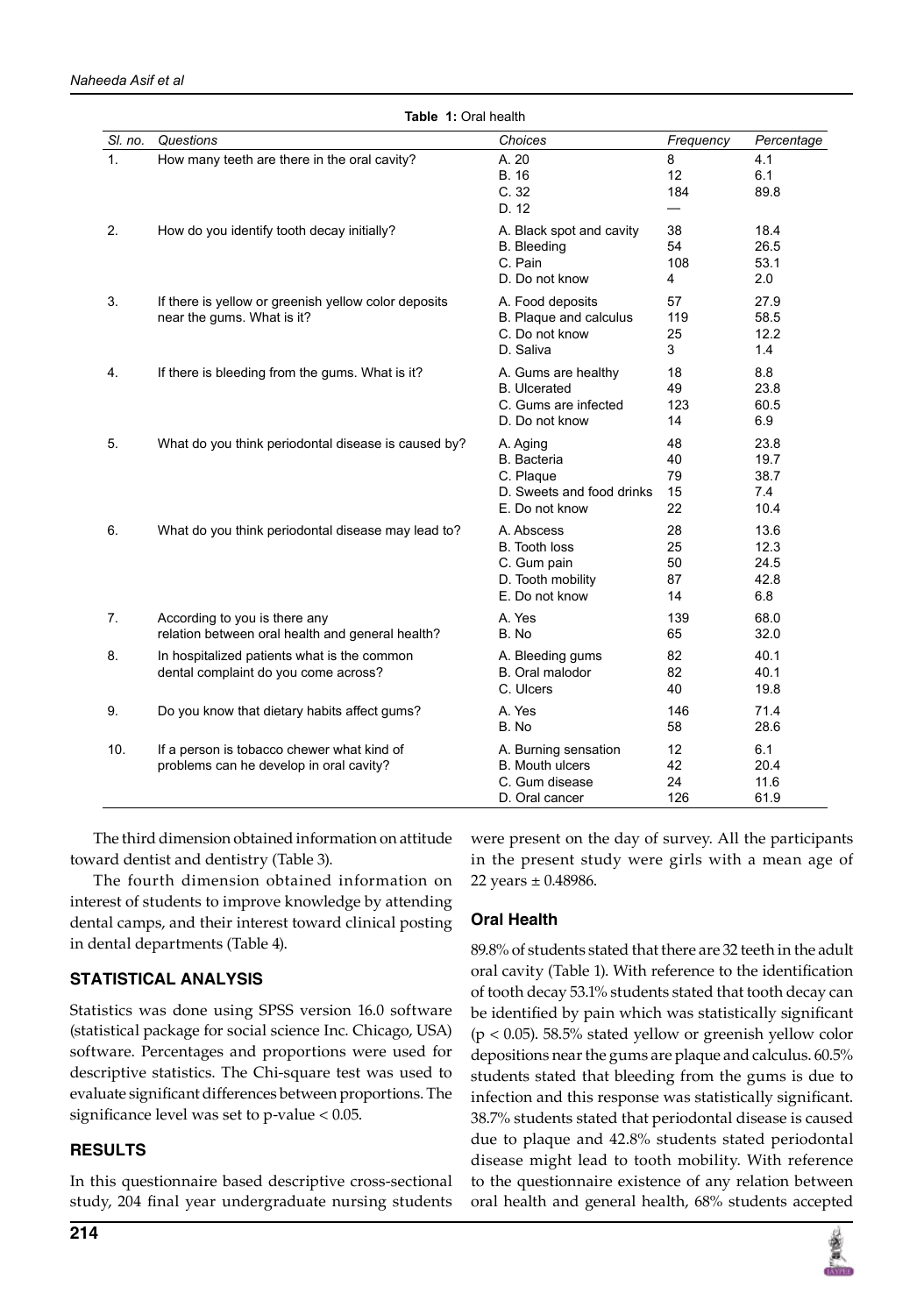**Table 1:** Oral health

| Sl. no. | Questions | Choices | Frequency | Percentage |
|---|---|---|---|---|
| 1. | How many teeth are there in the oral cavity? | A. 20 | 8 | 4.1 |
| | | B. 16 | 12 | 6.1 |
| | | C. 32 | 184 | 89.8 |
| | | D. 12 | — | |
| 2. | How do you identify tooth decay initially? | A. Black spot and cavity | 38 | 18.4 |
| | | B. Bleeding | 54 | 26.5 |
| | | C. Pain | 108 | 53.1 |
| | | D. Do not know | 4 | 2.0 |
| 3. | If there is yellow or greenish yellow color deposits near the gums. What is it? | A. Food deposits | 57 | 27.9 |
| | | B. Plaque and calculus | 119 | 58.5 |
| | | C. Do not know | 25 | 12.2 |
| | | D. Saliva | 3 | 1.4 |
| 4. | If there is bleeding from the gums. What is it? | A. Gums are healthy | 18 | 8.8 |
| | | B. Ulcerated | 49 | 23.8 |
| | | C. Gums are infected | 123 | 60.5 |
| | | D. Do not know | 14 | 6.9 |
| 5. | What do you think periodontal disease is caused by? | A. Aging | 48 | 23.8 |
| | | B. Bacteria | 40 | 19.7 |
| | | C. Plaque | 79 | 38.7 |
| | | D. Sweets and food drinks | 15 | 7.4 |
| | | E. Do not know | 22 | 10.4 |
| 6. | What do you think periodontal disease may lead to? | A. Abscess | 28 | 13.6 |
| | | B. Tooth loss | 25 | 12.3 |
| | | C. Gum pain | 50 | 24.5 |
| | | D. Tooth mobility | 87 | 42.8 |
| | | E. Do not know | 14 | 6.8 |
| 7. | According to you is there any relation between oral health and general health? | A. Yes | 139 | 68.0 |
| | | B. No | 65 | 32.0 |
| 8. | In hospitalized patients what is the common dental complaint do you come across? | A. Bleeding gums | 82 | 40.1 |
| | | B. Oral malodor | 82 | 40.1 |
| | | C. Ulcers | 40 | 19.8 |
| 9. | Do you know that dietary habits affect gums? | A. Yes | 146 | 71.4 |
| | | B. No | 58 | 28.6 |
| 10. | If a person is tobacco chewer what kind of problems can he develop in oral cavity? | A. Burning sensation | 12 | 6.1 |
| | | B. Mouth ulcers | 42 | 20.4 |
| | | C. Gum disease | 24 | 11.6 |
| | | D. Oral cancer | 126 | 61.9 |

The third dimension obtained information on attitude toward dentist and dentistry (Table 3).

The fourth dimension obtained information on interest of students to improve knowledge by attending dental camps, and their interest toward clinical posting in dental departments (Table 4).

## STATISTICAL ANALYSIS

Statistics was done using SPSS version 16.0 software (statistical package for social science Inc. Chicago, USA) software. Percentages and proportions were used for descriptive statistics. The Chi-square test was used to evaluate significant differences between proportions. The significance level was set to p-value < 0.05.

## RESULTS

In this questionnaire based descriptive cross-sectional study, 204 final year undergraduate nursing students were present on the day of survey. All the participants in the present study were girls with a mean age of 22 years ± 0.48986.

### Oral Health

89.8% of students stated that there are 32 teeth in the adult oral cavity (Table 1). With reference to the identification of tooth decay 53.1% students stated that tooth decay can be identified by pain which was statistically significant ($p < 0.05$). 58.5% stated yellow or greenish yellow color depositions near the gums are plaque and calculus. 60.5% students stated that bleeding from the gums is due to infection and this response was statistically significant. 38.7% students stated that periodontal disease is caused due to plaque and 42.8% students stated periodontal disease might lead to tooth mobility. With reference to the questionnaire existence of any relation between oral health and general health, 68% students accepted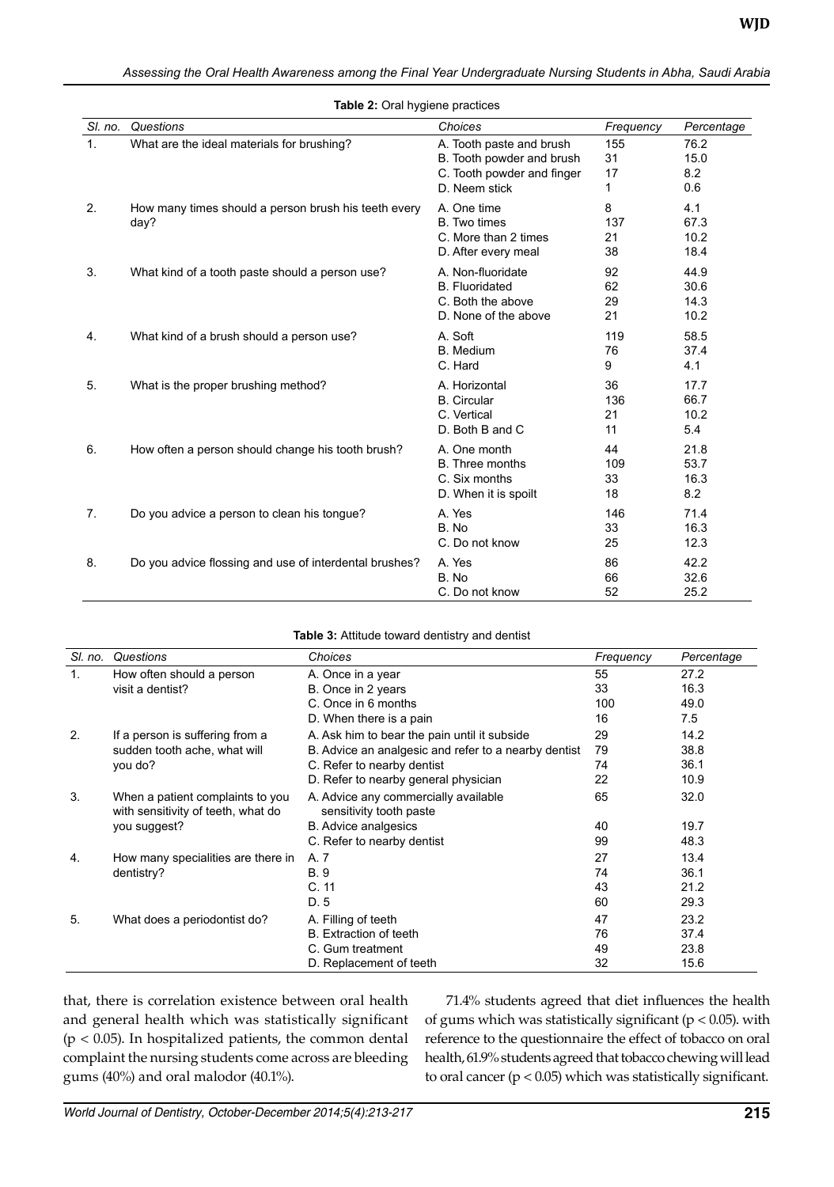**Table 2:** Oral hygiene practices

| Sl. no. | Questions | Choices | Frequency | Percentage |
|---|---|---|---|---|
| 1. | What are the ideal materials for brushing? | A. Tooth paste and brush | 155 | 76.2 |
| | | B. Tooth powder and brush | 31 | 15.0 |
| | | C. Tooth powder and finger | 17 | 8.2 |
| | | D. Neem stick | 1 | 0.6 |
| 2. | How many times should a person brush his teeth every day? | A. One time | 8 | 4.1 |
| | | B. Two times | 137 | 67.3 |
| | | C. More than 2 times | 21 | 10.2 |
| | | D. After every meal | 38 | 18.4 |
| 3. | What kind of a tooth paste should a person use? | A. Non-fluoridate | 92 | 44.9 |
| | | B. Fluoridated | 62 | 30.6 |
| | | C. Both the above | 29 | 14.3 |
| | | D. None of the above | 21 | 10.2 |
| 4. | What kind of a brush should a person use? | A. Soft | 119 | 58.5 |
| | | B. Medium | 76 | 37.4 |
| | | C. Hard | 9 | 4.1 |
| 5. | What is the proper brushing method? | A. Horizontal | 36 | 17.7 |
| | | B. Circular | 136 | 66.7 |
| | | C. Vertical | 21 | 10.2 |
| | | D. Both B and C | 11 | 5.4 |
| 6. | How often a person should change his tooth brush? | A. One month | 44 | 21.8 |
| | | B. Three months | 109 | 53.7 |
| | | C. Six months | 33 | 16.3 |
| | | D. When it is spoilt | 18 | 8.2 |
| 7. | Do you advice a person to clean his tongue? | A. Yes | 146 | 71.4 |
| | | B. No | 33 | 16.3 |
| | | C. Do not know | 25 | 12.3 |
| 8. | Do you advice flossing and use of interdental brushes? | A. Yes | 86 | 42.2 |
| | | B. No | 66 | 32.6 |
| | | C. Do not know | 52 | 25.2 |

**Table 3:** Attitude toward dentistry and dentist

| Sl. no. | Questions | Choices | Frequency | Percentage |
|---|---|---|---|---|
| 1. | How often should a person visit a dentist? | A. Once in a year | 55 | 27.2 |
| | | B. Once in 2 years | 33 | 16.3 |
| | | C. Once in 6 months | 100 | 49.0 |
| | | D. When there is a pain | 16 | 7.5 |
| 2. | If a person is suffering from a sudden tooth ache, what will you do? | A. Ask him to bear the pain until it subside | 29 | 14.2 |
| | | B. Advice an analgesic and refer to a nearby dentist | 79 | 38.8 |
| | | C. Refer to nearby dentist | 74 | 36.1 |
| | | D. Refer to nearby general physician | 22 | 10.9 |
| 3. | When a patient complaints to you with sensitivity of teeth, what do you suggest? | A. Advice any commercially available sensitivity tooth paste | 65 | 32.0 |
| | | B. Advice analgesics | 40 | 19.7 |
| | | C. Refer to nearby dentist | 99 | 48.3 |
| 4. | How many specialities are there in dentistry? | A. 7 | 27 | 13.4 |
| | | B. 9 | 74 | 36.1 |
| | | C. 11 | 43 | 21.2 |
| | | D. 5 | 60 | 29.3 |
| 5. | What does a periodontist do? | A. Filling of teeth | 47 | 23.2 |
| | | B. Extraction of teeth | 76 | 37.4 |
| | | C. Gum treatment | 49 | 23.8 |
| | | D. Replacement of teeth | 32 | 15.6 |

that, there is correlation existence between oral health and general health which was statistically significant ($p < 0.05$). In hospitalized patients, the common dental complaint the nursing students come across are bleeding gums (40%) and oral malodor (40.1%).

71.4% students agreed that diet influences the health of gums which was statistically significant ($p < 0.05$). with reference to the questionnaire the effect of tobacco on oral health, 61.9% students agreed that tobacco chewing will lead to oral cancer ($p < 0.05$) which was statistically significant.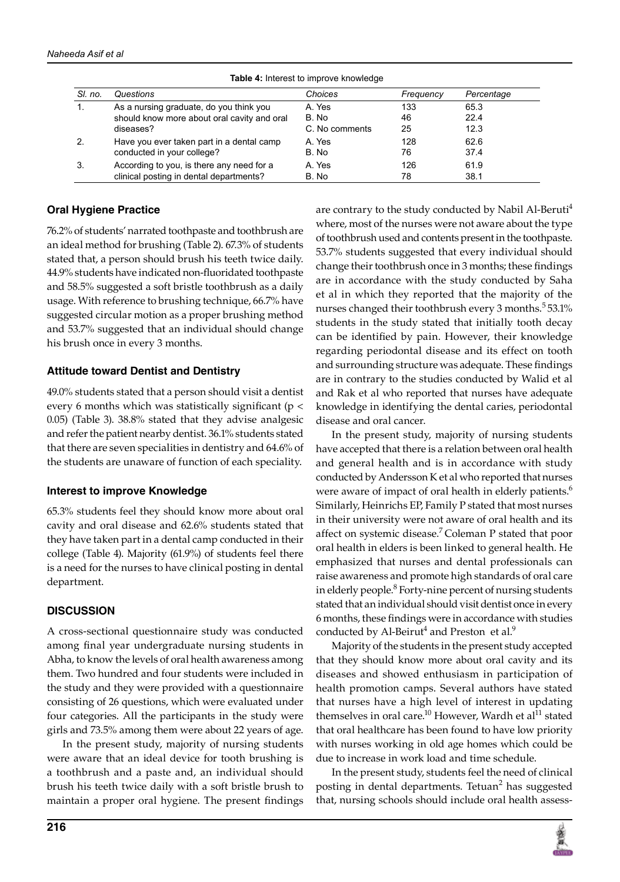**Table 4:** Interest to improve knowledge

| Sl. no. | Questions | Choices | Frequency | Percentage |
|---|---|---|---|---|
| 1. | As a nursing graduate, do you think you should know more about oral cavity and oral diseases? | A. Yes | 133 | 65.3 |
| | | B. No | 46 | 22.4 |
| | | C. No comments | 25 | 12.3 |
| 2. | Have you ever taken part in a dental camp conducted in your college? | A. Yes | 128 | 62.6 |
| | | B. No | 76 | 37.4 |
| 3. | According to you, is there any need for a clinical posting in dental departments? | A. Yes | 126 | 61.9 |
| | | B. No | 78 | 38.1 |

### Oral Hygiene Practice

76.2% of students' narrated toothpaste and toothbrush are an ideal method for brushing (Table 2). 67.3% of students stated that, a person should brush his teeth twice daily. 44.9% students have indicated non-fluoridated toothpaste and 58.5% suggested a soft bristle toothbrush as a daily usage. With reference to brushing technique, 66.7% have suggested circular motion as a proper brushing method and 53.7% suggested that an individual should change his brush once in every 3 months.

### Attitude toward Dentist and Dentistry

49.0% students stated that a person should visit a dentist every 6 months which was statistically significant ($p < 0.05$) (Table 3). 38.8% stated that they advise analgesic and refer the patient nearby dentist. 36.1% students stated that there are seven specialities in dentistry and 64.6% of the students are unaware of function of each speciality.

### Interest to improve Knowledge

65.3% students feel they should know more about oral cavity and oral disease and 62.6% students stated that they have taken part in a dental camp conducted in their college (Table 4). Majority (61.9%) of students feel there is a need for the nurses to have clinical posting in dental department.

## DISCUSSION

A cross-sectional questionnaire study was conducted among final year undergraduate nursing students in Abha, to know the levels of oral health awareness among them. Two hundred and four students were included in the study and they were provided with a questionnaire consisting of 26 questions, which were evaluated under four categories. All the participants in the study were girls and 73.5% among them were about 22 years of age.

In the present study, majority of nursing students were aware that an ideal device for tooth brushing is a toothbrush and a paste and, an individual should brush his teeth twice daily with a soft bristle brush to maintain a proper oral hygiene. The present findings are contrary to the study conducted by Nabil Al-Beruti[4] where, most of the nurses were not aware about the type of toothbrush used and contents present in the toothpaste. 53.7% students suggested that every individual should change their toothbrush once in 3 months; these findings are in accordance with the study conducted by Saha et al in which they reported that the majority of the nurses changed their toothbrush every 3 months.[5] 53.1% students in the study stated that initially tooth decay can be identified by pain. However, their knowledge regarding periodontal disease and its effect on tooth and surrounding structure was adequate. These findings are in contrary to the studies conducted by Walid et al and Rak et al who reported that nurses have adequate knowledge in identifying the dental caries, periodontal disease and oral cancer.

In the present study, majority of nursing students have accepted that there is a relation between oral health and general health and is in accordance with study conducted by Andersson K et al who reported that nurses were aware of impact of oral health in elderly patients.[6] Similarly, Heinrichs EP, Family P stated that most nurses in their university were not aware of oral health and its affect on systemic disease.[7] Coleman P stated that poor oral health in elders is been linked to general health. He emphasized that nurses and dental professionals can raise awareness and promote high standards of oral care in elderly people.[8] Forty-nine percent of nursing students stated that an individual should visit dentist once in every 6 months, these findings were in accordance with studies conducted by Al-Beirut[4] and Preston et al.[9]

Majority of the students in the present study accepted that they should know more about oral cavity and its diseases and showed enthusiasm in participation of health promotion camps. Several authors have stated that nurses have a high level of interest in updating themselves in oral care.[10] However, Wardh et al[11] stated that oral healthcare has been found to have low priority with nurses working in old age homes which could be due to increase in work load and time schedule.

In the present study, students feel the need of clinical posting in dental departments. Tetuan[2] has suggested that, nursing schools should include oral health assess-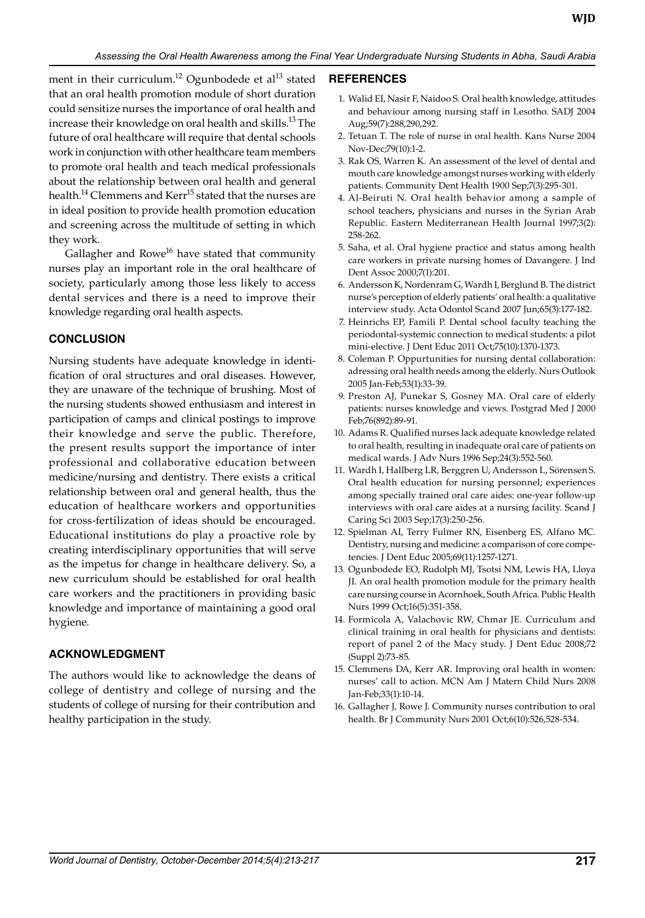ment in their curriculum.[12] Ogunbodede et al[13] stated that an oral health promotion module of short duration could sensitize nurses the importance of oral health and increase their knowledge on oral health and skills.[13] The future of oral healthcare will require that dental schools work in conjunction with other healthcare team members to promote oral health and teach medical professionals about the relationship between oral health and general health.[14] Clemmens and Kerr[15] stated that the nurses are in ideal position to provide health promotion education and screening across the multitude of setting in which they work.

Gallagher and Rowe[16] have stated that community nurses play an important role in the oral healthcare of society, particularly among those less likely to access dental services and there is a need to improve their knowledge regarding oral health aspects.

## CONCLUSION

Nursing students have adequate knowledge in identification of oral structures and oral diseases. However, they are unaware of the technique of brushing. Most of the nursing students showed enthusiasm and interest in participation of camps and clinical postings to improve their knowledge and serve the public. Therefore, the present results support the importance of inter professional and collaborative education between medicine/nursing and dentistry. There exists a critical relationship between oral and general health, thus the education of healthcare workers and opportunities for cross-fertilization of ideas should be encouraged. Educational institutions do play a proactive role by creating interdisciplinary opportunities that will serve as the impetus for change in healthcare delivery. So, a new curriculum should be established for oral health care workers and the practitioners in providing basic knowledge and importance of maintaining a good oral hygiene.

## ACKNOWLEDGMENT

The authors would like to acknowledge the deans of college of dentistry and college of nursing and the students of college of nursing for their contribution and healthy participation in the study.

## REFERENCES

1. Walid EI, Nasir F, Naidoo S. Oral health knowledge, attitudes and behaviour among nursing staff in Lesotho. SADJ 2004 Aug;59(7):288,290,292.
2. Tetuan T. The role of nurse in oral health. Kans Nurse 2004 Nov-Dec;79(10):1-2.
3. Rak OS, Warren K. An assessment of the level of dental and mouth care knowledge amongst nurses working with elderly patients. Community Dent Health 1900 Sep;7(3):295-301.
4. Al-Beiruti N. Oral health behavior among a sample of school teachers, physicians and nurses in the Syrian Arab Republic. Eastern Mediterranean Health Journal 1997;3(2): 258-262.
5. Saha, et al. Oral hygiene practice and status among health care workers in private nursing homes of Davangere. J Ind Dent Assoc 2000;7(1):201.
6. Andersson K, Nordenram G, Wardh I, Berglund B. The district nurse's perception of elderly patients' oral health: a qualitative interview study. Acta Odontol Scand 2007 Jun;65(3):177-182.
7. Heinrichs EP, Famili P. Dental school faculty teaching the periodontal-systemic connection to medical students: a pilot mini-elective. J Dent Educ 2011 Oct;75(10):1370-1373.
8. Coleman P. Oppurtunities for nursing dental collaboration: adressing oral health needs among the elderly. Nurs Outlook 2005 Jan-Feb;53(1):33-39.
9. Preston AJ, Punekar S, Gosney MA. Oral care of elderly patients: nurses knowledge and views. Postgrad Med J 2000 Feb;76(892):89-91.
10. Adams R. Qualified nurses lack adequate knowledge related to oral health, resulting in inadequate oral care of patients on medical wards. J Adv Nurs 1996 Sep;24(3):552-560.
11. Wardh I, Hallberg LR, Berggren U, Andersson L, Sörensen S. Oral health education for nursing personnel; experiences among specially trained oral care aides: one-year follow-up interviews with oral care aides at a nursing facility. Scand J Caring Sci 2003 Sep;17(3):250-256.
12. Spielman AI, Terry Fulmer RN, Eisenberg ES, Alfano MC. Dentistry, nursing and medicine: a comparison of core competencies. J Dent Educ 2005;69(11):1257-1271.
13. Ogunbodede EO, Rudolph MJ, Tsotsi NM, Lewis HA, Lloya JI. An oral health promotion module for the primary health care nursing course in Acornhoek, South Africa. Public Health Nurs 1999 Oct;16(5):351-358.
14. Formicola A, Valachovic RW, Chmar JE. Curriculum and clinical training in oral health for physicians and dentists: report of panel 2 of the Macy study. J Dent Educ 2008;72 (Suppl 2):73-85.
15. Clemmens DA, Kerr AR. Improving oral health in women: nurses' call to action. MCN Am J Matern Child Nurs 2008 Jan-Feb;33(1):10-14.
16. Gallagher J, Rowe J. Community nurses contribution to oral health. Br J Community Nurs 2001 Oct;6(10):526,528-534.